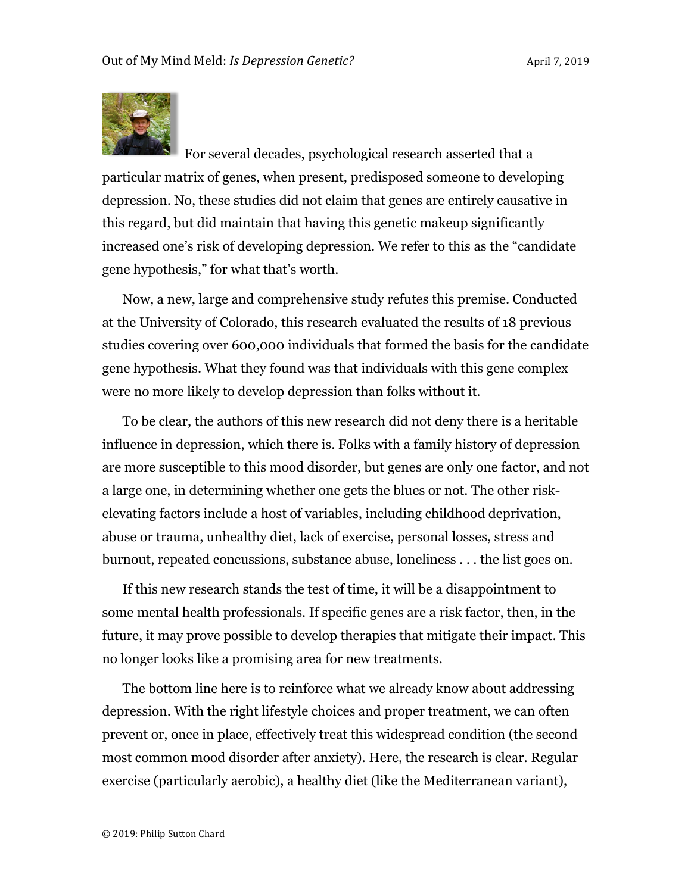For several decades, psychological research asserted that a particular matrix of genes, when present, predisposed someone to developing depression. No, these studies did not claim that genes are entirely causative in this regard, but did maintain that having this genetic makeup significantly increased one's risk of developing depression. We refer to this as the "candidate gene hypothesis," for what that's worth.

Now, a new, large and comprehensive study refutes this premise. Conducted at the University of Colorado, this research evaluated the results of 18 previous studies covering over 600,000 individuals that formed the basis for the candidate gene hypothesis. What they found was that individuals with this gene complex were no more likely to develop depression than folks without it.

To be clear, the authors of this new research did not deny there is a heritable influence in depression, which there is. Folks with a family history of depression are more susceptible to this mood disorder, but genes are only one factor, and not a large one, in determining whether one gets the blues or not. The other risk-elevating factors include a host of variables, including childhood deprivation, abuse or trauma, unhealthy diet, lack of exercise, personal losses, stress and burnout, repeated concussions, substance abuse, loneliness . . . the list goes on.

If this new research stands the test of time, it will be a disappointment to some mental health professionals. If specific genes are a risk factor, then, in the future, it may prove possible to develop therapies that mitigate their impact. This no longer looks like a promising area for new treatments.

The bottom line here is to reinforce what we already know about addressing depression. With the right lifestyle choices and proper treatment, we can often prevent or, once in place, effectively treat this widespread condition (the second most common mood disorder after anxiety). Here, the research is clear. Regular exercise (particularly aerobic), a healthy diet (like the Mediterranean variant),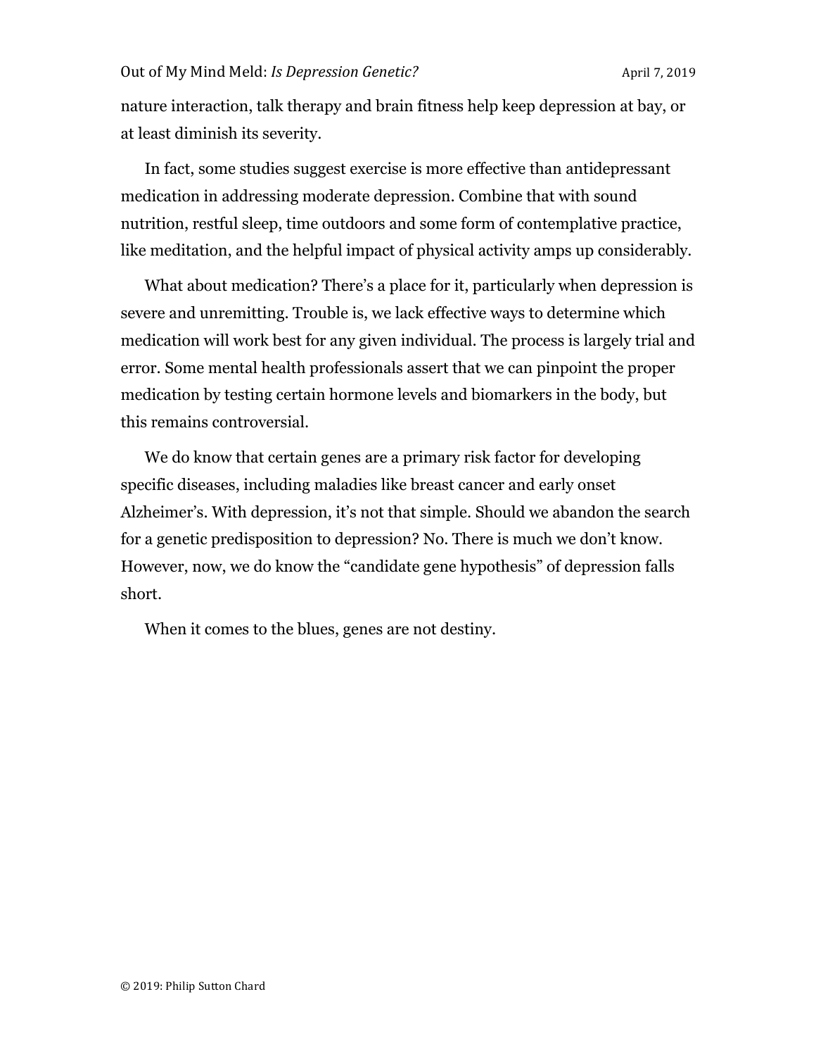nature interaction, talk therapy and brain fitness help keep depression at bay, or at least diminish its severity.

In fact, some studies suggest exercise is more effective than antidepressant medication in addressing moderate depression. Combine that with sound nutrition, restful sleep, time outdoors and some form of contemplative practice, like meditation, and the helpful impact of physical activity amps up considerably.

What about medication? There's a place for it, particularly when depression is severe and unremitting. Trouble is, we lack effective ways to determine which medication will work best for any given individual. The process is largely trial and error. Some mental health professionals assert that we can pinpoint the proper medication by testing certain hormone levels and biomarkers in the body, but this remains controversial.

We do know that certain genes are a primary risk factor for developing specific diseases, including maladies like breast cancer and early onset Alzheimer's. With depression, it's not that simple. Should we abandon the search for a genetic predisposition to depression? No. There is much we don't know. However, now, we do know the "candidate gene hypothesis" of depression falls short.

When it comes to the blues, genes are not destiny.